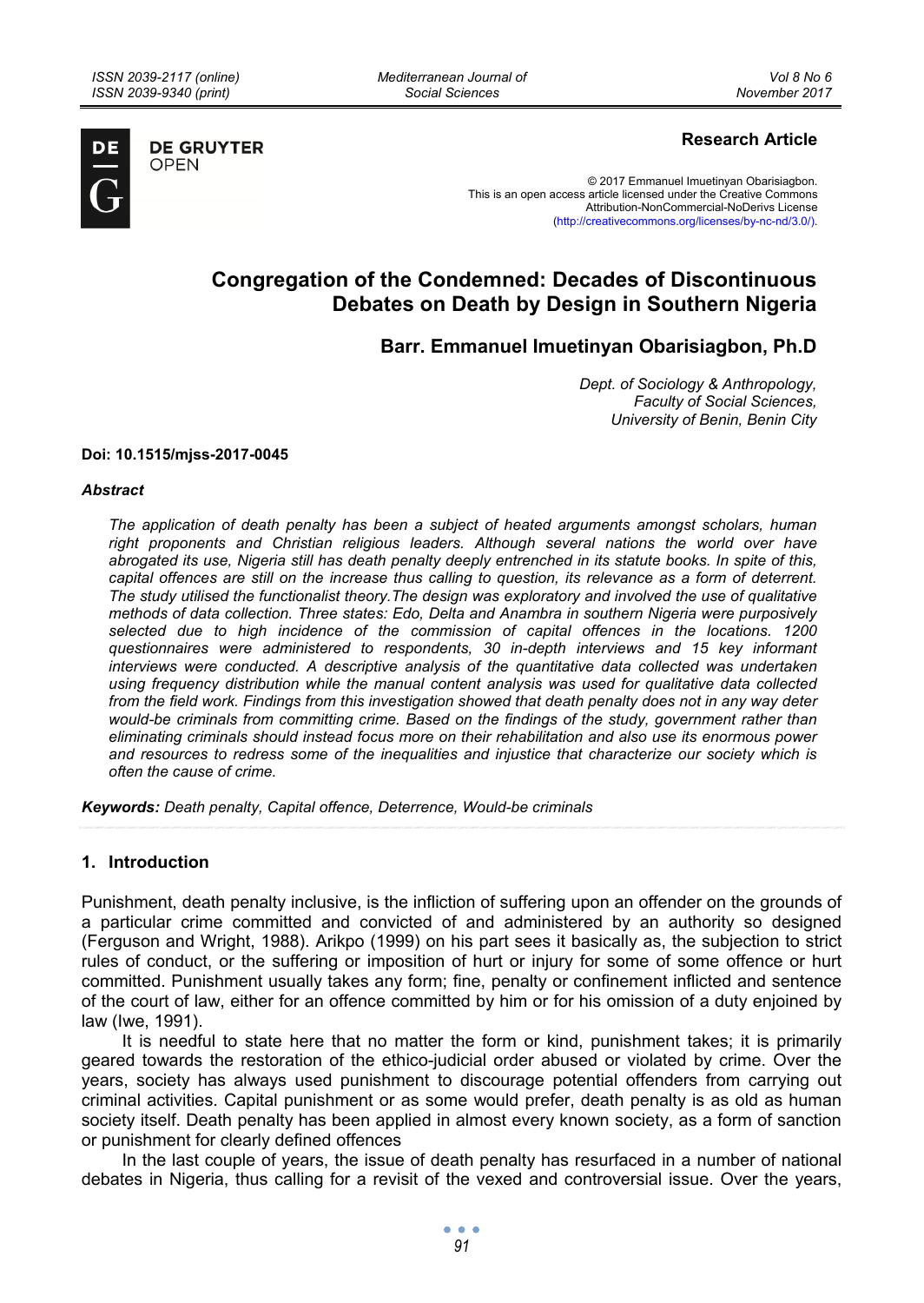**Research Article**

© 2017 Emmanuel Imuetinyan Obarisiagbon.
This is an open access article licensed under the Creative Commons Attribution-NonCommercial-NoDerivs License (http://creativecommons.org/licenses/by-nc-nd/3.0/).

# Congregation of the Condemned: Decades of Discontinuous Debates on Death by Design in Southern Nigeria

## Barr. Emmanuel Imuetinyan Obarisiagbon, Ph.D

*Dept. of Sociology & Anthropology, Faculty of Social Sciences, University of Benin, Benin City*

**Doi: 10.1515/mjss-2017-0045**

***Abstract***

*The application of death penalty has been a subject of heated arguments amongst scholars, human right proponents and Christian religious leaders. Although several nations the world over have abrogated its use, Nigeria still has death penalty deeply entrenched in its statute books. In spite of this, capital offences are still on the increase thus calling to question, its relevance as a form of deterrent. The study utilised the functionalist theory.The design was exploratory and involved the use of qualitative methods of data collection. Three states: Edo, Delta and Anambra in southern Nigeria were purposively selected due to high incidence of the commission of capital offences in the locations. 1200 questionnaires were administered to respondents, 30 in-depth interviews and 15 key informant interviews were conducted. A descriptive analysis of the quantitative data collected was undertaken using frequency distribution while the manual content analysis was used for qualitative data collected from the field work. Findings from this investigation showed that death penalty does not in any way deter would-be criminals from committing crime. Based on the findings of the study, government rather than eliminating criminals should instead focus more on their rehabilitation and also use its enormous power and resources to redress some of the inequalities and injustice that characterize our society which is often the cause of crime.*

***Keywords:*** *Death penalty, Capital offence, Deterrence, Would-be criminals*

## 1. Introduction

Punishment, death penalty inclusive, is the infliction of suffering upon an offender on the grounds of a particular crime committed and convicted of and administered by an authority so designed (Ferguson and Wright, 1988). Arikpo (1999) on his part sees it basically as, the subjection to strict rules of conduct, or the suffering or imposition of hurt or injury for some of some offence or hurt committed. Punishment usually takes any form; fine, penalty or confinement inflicted and sentence of the court of law, either for an offence committed by him or for his omission of a duty enjoined by law (Iwe, 1991).

It is needful to state here that no matter the form or kind, punishment takes; it is primarily geared towards the restoration of the ethico-judicial order abused or violated by crime. Over the years, society has always used punishment to discourage potential offenders from carrying out criminal activities. Capital punishment or as some would prefer, death penalty is as old as human society itself. Death penalty has been applied in almost every known society, as a form of sanction or punishment for clearly defined offences

In the last couple of years, the issue of death penalty has resurfaced in a number of national debates in Nigeria, thus calling for a revisit of the vexed and controversial issue. Over the years,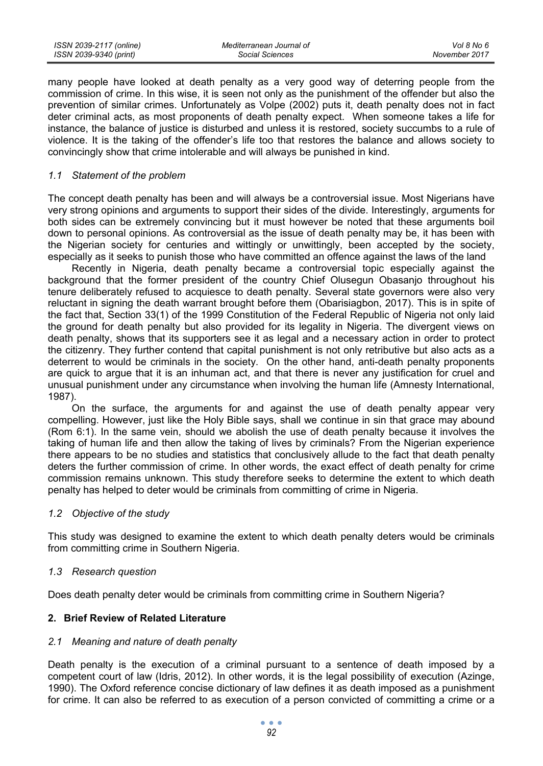many people have looked at death penalty as a very good way of deterring people from the commission of crime. In this wise, it is seen not only as the punishment of the offender but also the prevention of similar crimes. Unfortunately as Volpe (2002) puts it, death penalty does not in fact deter criminal acts, as most proponents of death penalty expect. When someone takes a life for instance, the balance of justice is disturbed and unless it is restored, society succumbs to a rule of violence. It is the taking of the offender's life too that restores the balance and allows society to convincingly show that crime intolerable and will always be punished in kind.

### *1.1 Statement of the problem*

The concept death penalty has been and will always be a controversial issue. Most Nigerians have very strong opinions and arguments to support their sides of the divide. Interestingly, arguments for both sides can be extremely convincing but it must however be noted that these arguments boil down to personal opinions. As controversial as the issue of death penalty may be, it has been with the Nigerian society for centuries and wittingly or unwittingly, been accepted by the society, especially as it seeks to punish those who have committed an offence against the laws of the land

Recently in Nigeria, death penalty became a controversial topic especially against the background that the former president of the country Chief Olusegun Obasanjo throughout his tenure deliberately refused to acquiesce to death penalty. Several state governors were also very reluctant in signing the death warrant brought before them (Obarisiagbon, 2017). This is in spite of the fact that, Section 33(1) of the 1999 Constitution of the Federal Republic of Nigeria not only laid the ground for death penalty but also provided for its legality in Nigeria. The divergent views on death penalty, shows that its supporters see it as legal and a necessary action in order to protect the citizenry. They further contend that capital punishment is not only retributive but also acts as a deterrent to would be criminals in the society. On the other hand, anti-death penalty proponents are quick to argue that it is an inhuman act, and that there is never any justification for cruel and unusual punishment under any circumstance when involving the human life (Amnesty International, 1987).

On the surface, the arguments for and against the use of death penalty appear very compelling. However, just like the Holy Bible says, shall we continue in sin that grace may abound (Rom 6:1). In the same vein, should we abolish the use of death penalty because it involves the taking of human life and then allow the taking of lives by criminals? From the Nigerian experience there appears to be no studies and statistics that conclusively allude to the fact that death penalty deters the further commission of crime. In other words, the exact effect of death penalty for crime commission remains unknown. This study therefore seeks to determine the extent to which death penalty has helped to deter would be criminals from committing of crime in Nigeria.

### *1.2 Objective of the study*

This study was designed to examine the extent to which death penalty deters would be criminals from committing crime in Southern Nigeria.

### *1.3 Research question*

Does death penalty deter would be criminals from committing crime in Southern Nigeria?

## **2. Brief Review of Related Literature**

### *2.1 Meaning and nature of death penalty*

Death penalty is the execution of a criminal pursuant to a sentence of death imposed by a competent court of law (Idris, 2012). In other words, it is the legal possibility of execution (Azinge, 1990). The Oxford reference concise dictionary of law defines it as death imposed as a punishment for crime. It can also be referred to as execution of a person convicted of committing a crime or a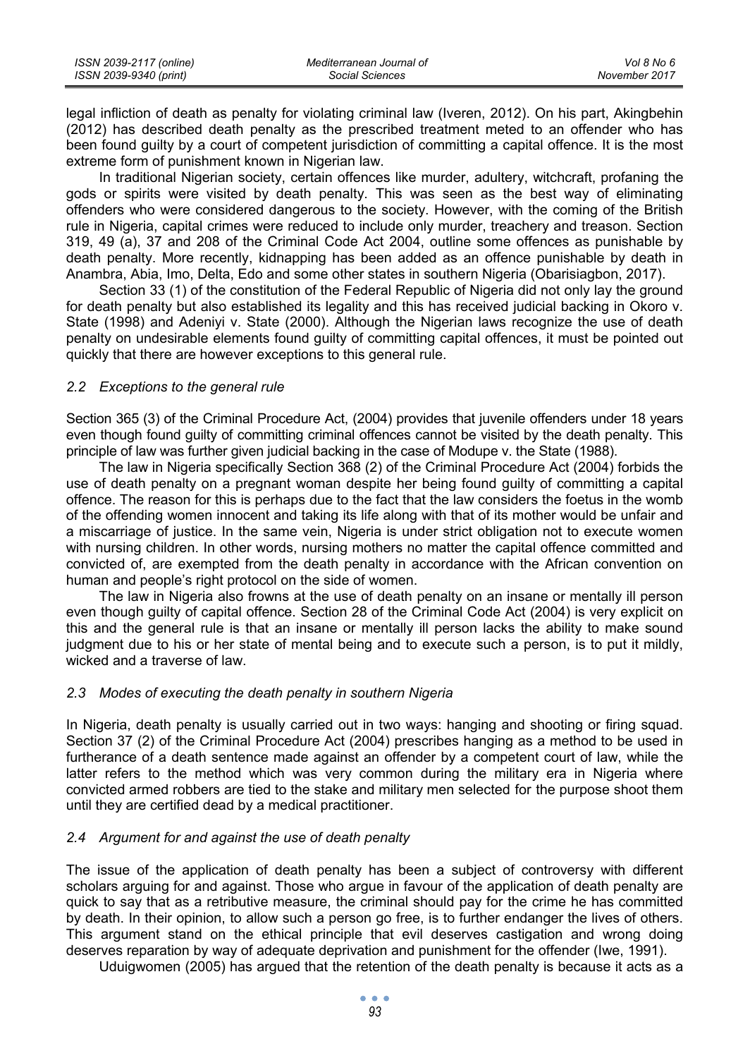legal infliction of death as penalty for violating criminal law (Iveren, 2012). On his part, Akingbehin (2012) has described death penalty as the prescribed treatment meted to an offender who has been found guilty by a court of competent jurisdiction of committing a capital offence. It is the most extreme form of punishment known in Nigerian law.

In traditional Nigerian society, certain offences like murder, adultery, witchcraft, profaning the gods or spirits were visited by death penalty. This was seen as the best way of eliminating offenders who were considered dangerous to the society. However, with the coming of the British rule in Nigeria, capital crimes were reduced to include only murder, treachery and treason. Section 319, 49 (a), 37 and 208 of the Criminal Code Act 2004, outline some offences as punishable by death penalty. More recently, kidnapping has been added as an offence punishable by death in Anambra, Abia, Imo, Delta, Edo and some other states in southern Nigeria (Obarisiagbon, 2017).

Section 33 (1) of the constitution of the Federal Republic of Nigeria did not only lay the ground for death penalty but also established its legality and this has received judicial backing in Okoro v. State (1998) and Adeniyi v. State (2000). Although the Nigerian laws recognize the use of death penalty on undesirable elements found guilty of committing capital offences, it must be pointed out quickly that there are however exceptions to this general rule.

### *2.2 Exceptions to the general rule*

Section 365 (3) of the Criminal Procedure Act, (2004) provides that juvenile offenders under 18 years even though found guilty of committing criminal offences cannot be visited by the death penalty. This principle of law was further given judicial backing in the case of Modupe v. the State (1988).

The law in Nigeria specifically Section 368 (2) of the Criminal Procedure Act (2004) forbids the use of death penalty on a pregnant woman despite her being found guilty of committing a capital offence. The reason for this is perhaps due to the fact that the law considers the foetus in the womb of the offending women innocent and taking its life along with that of its mother would be unfair and a miscarriage of justice. In the same vein, Nigeria is under strict obligation not to execute women with nursing children. In other words, nursing mothers no matter the capital offence committed and convicted of, are exempted from the death penalty in accordance with the African convention on human and people's right protocol on the side of women.

The law in Nigeria also frowns at the use of death penalty on an insane or mentally ill person even though guilty of capital offence. Section 28 of the Criminal Code Act (2004) is very explicit on this and the general rule is that an insane or mentally ill person lacks the ability to make sound judgment due to his or her state of mental being and to execute such a person, is to put it mildly, wicked and a traverse of law.

### *2.3 Modes of executing the death penalty in southern Nigeria*

In Nigeria, death penalty is usually carried out in two ways: hanging and shooting or firing squad. Section 37 (2) of the Criminal Procedure Act (2004) prescribes hanging as a method to be used in furtherance of a death sentence made against an offender by a competent court of law, while the latter refers to the method which was very common during the military era in Nigeria where convicted armed robbers are tied to the stake and military men selected for the purpose shoot them until they are certified dead by a medical practitioner.

### *2.4 Argument for and against the use of death penalty*

The issue of the application of death penalty has been a subject of controversy with different scholars arguing for and against. Those who argue in favour of the application of death penalty are quick to say that as a retributive measure, the criminal should pay for the crime he has committed by death. In their opinion, to allow such a person go free, is to further endanger the lives of others. This argument stand on the ethical principle that evil deserves castigation and wrong doing deserves reparation by way of adequate deprivation and punishment for the offender (Iwe, 1991).

Uduigwomen (2005) has argued that the retention of the death penalty is because it acts as a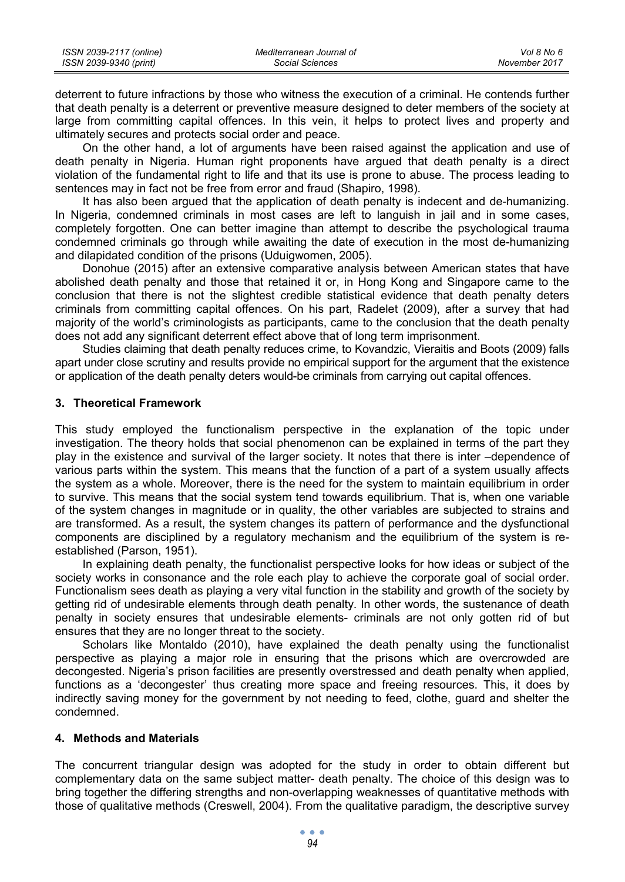deterrent to future infractions by those who witness the execution of a criminal. He contends further that death penalty is a deterrent or preventive measure designed to deter members of the society at large from committing capital offences. In this vein, it helps to protect lives and property and ultimately secures and protects social order and peace.

On the other hand, a lot of arguments have been raised against the application and use of death penalty in Nigeria. Human right proponents have argued that death penalty is a direct violation of the fundamental right to life and that its use is prone to abuse. The process leading to sentences may in fact not be free from error and fraud (Shapiro, 1998).

It has also been argued that the application of death penalty is indecent and de-humanizing. In Nigeria, condemned criminals in most cases are left to languish in jail and in some cases, completely forgotten. One can better imagine than attempt to describe the psychological trauma condemned criminals go through while awaiting the date of execution in the most de-humanizing and dilapidated condition of the prisons (Uduigwomen, 2005).

Donohue (2015) after an extensive comparative analysis between American states that have abolished death penalty and those that retained it or, in Hong Kong and Singapore came to the conclusion that there is not the slightest credible statistical evidence that death penalty deters criminals from committing capital offences. On his part, Radelet (2009), after a survey that had majority of the world's criminologists as participants, came to the conclusion that the death penalty does not add any significant deterrent effect above that of long term imprisonment.

Studies claiming that death penalty reduces crime, to Kovandzic, Vieraitis and Boots (2009) falls apart under close scrutiny and results provide no empirical support for the argument that the existence or application of the death penalty deters would-be criminals from carrying out capital offences.

## 3. Theoretical Framework

This study employed the functionalism perspective in the explanation of the topic under investigation. The theory holds that social phenomenon can be explained in terms of the part they play in the existence and survival of the larger society. It notes that there is inter –dependence of various parts within the system. This means that the function of a part of a system usually affects the system as a whole. Moreover, there is the need for the system to maintain equilibrium in order to survive. This means that the social system tend towards equilibrium. That is, when one variable of the system changes in magnitude or in quality, the other variables are subjected to strains and are transformed. As a result, the system changes its pattern of performance and the dysfunctional components are disciplined by a regulatory mechanism and the equilibrium of the system is re-established (Parson, 1951).

In explaining death penalty, the functionalist perspective looks for how ideas or subject of the society works in consonance and the role each play to achieve the corporate goal of social order. Functionalism sees death as playing a very vital function in the stability and growth of the society by getting rid of undesirable elements through death penalty. In other words, the sustenance of death penalty in society ensures that undesirable elements- criminals are not only gotten rid of but ensures that they are no longer threat to the society.

Scholars like Montaldo (2010), have explained the death penalty using the functionalist perspective as playing a major role in ensuring that the prisons which are overcrowded are decongested. Nigeria's prison facilities are presently overstressed and death penalty when applied, functions as a 'decongester' thus creating more space and freeing resources. This, it does by indirectly saving money for the government by not needing to feed, clothe, guard and shelter the condemned.

## 4. Methods and Materials

The concurrent triangular design was adopted for the study in order to obtain different but complementary data on the same subject matter- death penalty. The choice of this design was to bring together the differing strengths and non-overlapping weaknesses of quantitative methods with those of qualitative methods (Creswell, 2004). From the qualitative paradigm, the descriptive survey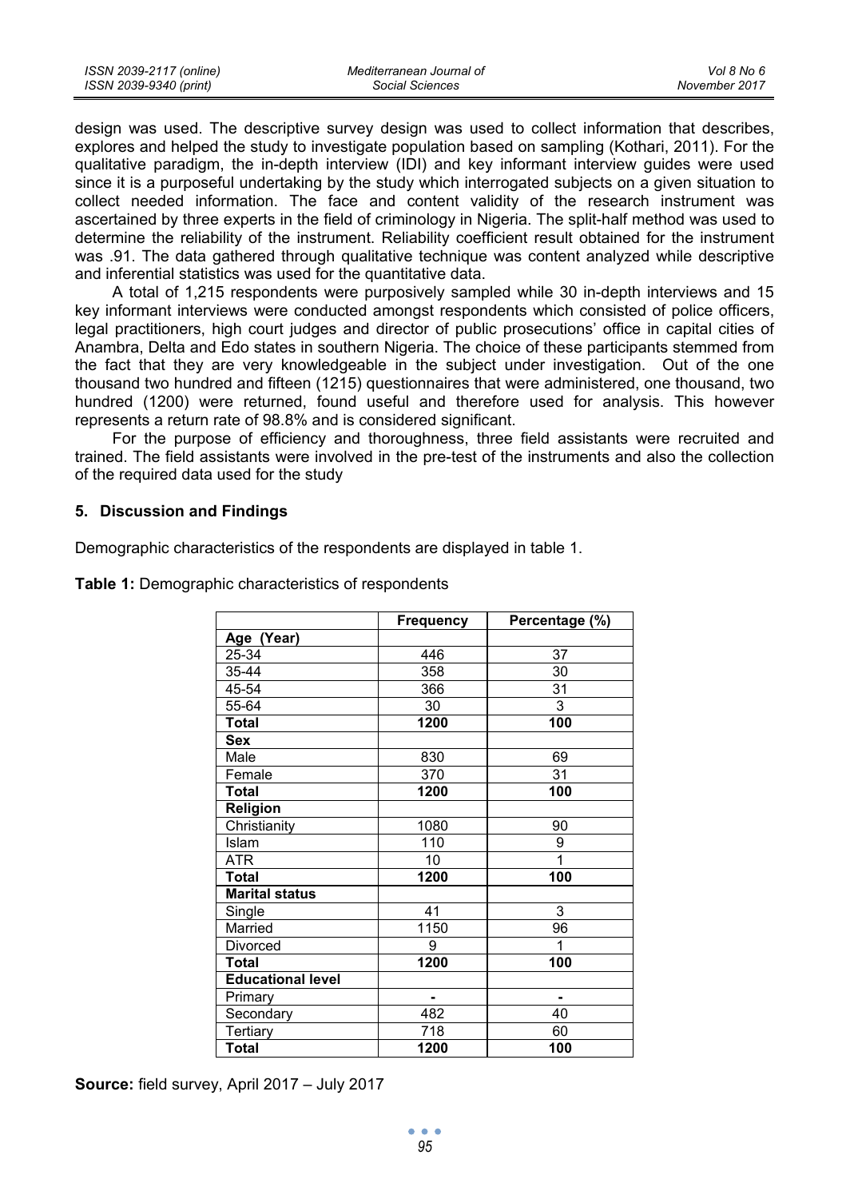design was used. The descriptive survey design was used to collect information that describes, explores and helped the study to investigate population based on sampling (Kothari, 2011). For the qualitative paradigm, the in-depth interview (IDI) and key informant interview guides were used since it is a purposeful undertaking by the study which interrogated subjects on a given situation to collect needed information. The face and content validity of the research instrument was ascertained by three experts in the field of criminology in Nigeria. The split-half method was used to determine the reliability of the instrument. Reliability coefficient result obtained for the instrument was .91. The data gathered through qualitative technique was content analyzed while descriptive and inferential statistics was used for the quantitative data.

A total of 1,215 respondents were purposively sampled while 30 in-depth interviews and 15 key informant interviews were conducted amongst respondents which consisted of police officers, legal practitioners, high court judges and director of public prosecutions' office in capital cities of Anambra, Delta and Edo states in southern Nigeria. The choice of these participants stemmed from the fact that they are very knowledgeable in the subject under investigation. Out of the one thousand two hundred and fifteen (1215) questionnaires that were administered, one thousand, two hundred (1200) were returned, found useful and therefore used for analysis. This however represents a return rate of 98.8% and is considered significant.

For the purpose of efficiency and thoroughness, three field assistants were recruited and trained. The field assistants were involved in the pre-test of the instruments and also the collection of the required data used for the study

## 5. Discussion and Findings

Demographic characteristics of the respondents are displayed in table 1.

**Table 1:** Demographic characteristics of respondents

| | Frequency | Percentage (%) |
|---|---|---|
| **Age (Year)** | | |
| 25-34 | 446 | 37 |
| 35-44 | 358 | 30 |
| 45-54 | 366 | 31 |
| 55-64 | 30 | 3 |
| **Total** | **1200** | **100** |
| **Sex** | | |
| Male | 830 | 69 |
| Female | 370 | 31 |
| **Total** | **1200** | **100** |
| **Religion** | | |
| Christianity | 1080 | 90 |
| Islam | 110 | 9 |
| ATR | 10 | 1 |
| **Total** | **1200** | **100** |
| **Marital status** | | |
| Single | 41 | 3 |
| Married | 1150 | 96 |
| Divorced | 9 | 1 |
| **Total** | **1200** | **100** |
| **Educational level** | | |
| Primary | - | - |
| Secondary | 482 | 40 |
| Tertiary | 718 | 60 |
| **Total** | **1200** | **100** |

**Source:** field survey, April 2017 – July 2017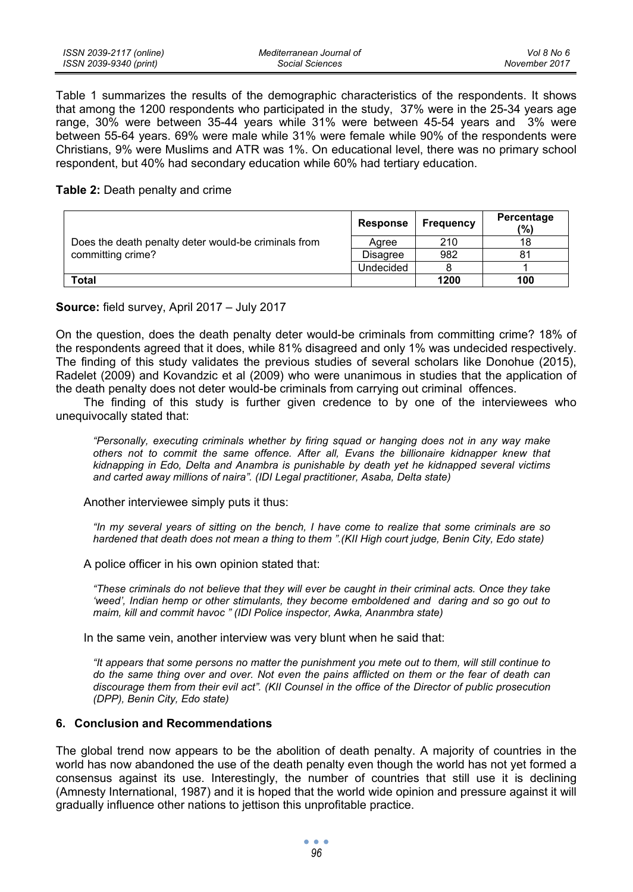Table 1 summarizes the results of the demographic characteristics of the respondents. It shows that among the 1200 respondents who participated in the study, 37% were in the 25-34 years age range, 30% were between 35-44 years while 31% were between 45-54 years and 3% were between 55-64 years. 69% were male while 31% were female while 90% of the respondents were Christians, 9% were Muslims and ATR was 1%. On educational level, there was no primary school respondent, but 40% had secondary education while 60% had tertiary education.

**Table 2:** Death penalty and crime

| | Response | Frequency | Percentage (%) |
|---|---|---|---|
| Does the death penalty deter would-be criminals from committing crime? | Agree | 210 | 18 |
| | Disagree | 982 | 81 |
| | Undecided | 8 | 1 |
| **Total** | | **1200** | **100** |

**Source:** field survey, April 2017 – July 2017

On the question, does the death penalty deter would-be criminals from committing crime? 18% of the respondents agreed that it does, while 81% disagreed and only 1% was undecided respectively. The finding of this study validates the previous studies of several scholars like Donohue (2015), Radelet (2009) and Kovandzic et al (2009) who were unanimous in studies that the application of the death penalty does not deter would-be criminals from carrying out criminal offences.

The finding of this study is further given credence to by one of the interviewees who unequivocally stated that:

> *"Personally, executing criminals whether by firing squad or hanging does not in any way make others not to commit the same offence. After all, Evans the billionaire kidnapper knew that kidnapping in Edo, Delta and Anambra is punishable by death yet he kidnapped several victims and carted away millions of naira". (IDI Legal practitioner, Asaba, Delta state)*

Another interviewee simply puts it thus:

> *"In my several years of sitting on the bench, I have come to realize that some criminals are so hardened that death does not mean a thing to them ".(KII High court judge, Benin City, Edo state)*

A police officer in his own opinion stated that:

> *"These criminals do not believe that they will ever be caught in their criminal acts. Once they take 'weed', Indian hemp or other stimulants, they become emboldened and daring and so go out to maim, kill and commit havoc " (IDI Police inspector, Awka, Ananmbra state)*

In the same vein, another interview was very blunt when he said that:

> *"It appears that some persons no matter the punishment you mete out to them, will still continue to do the same thing over and over. Not even the pains afflicted on them or the fear of death can discourage them from their evil act". (KII Counsel in the office of the Director of public prosecution (DPP), Benin City, Edo state)*

## 6. Conclusion and Recommendations

The global trend now appears to be the abolition of death penalty. A majority of countries in the world has now abandoned the use of the death penalty even though the world has not yet formed a consensus against its use. Interestingly, the number of countries that still use it is declining (Amnesty International, 1987) and it is hoped that the world wide opinion and pressure against it will gradually influence other nations to jettison this unprofitable practice.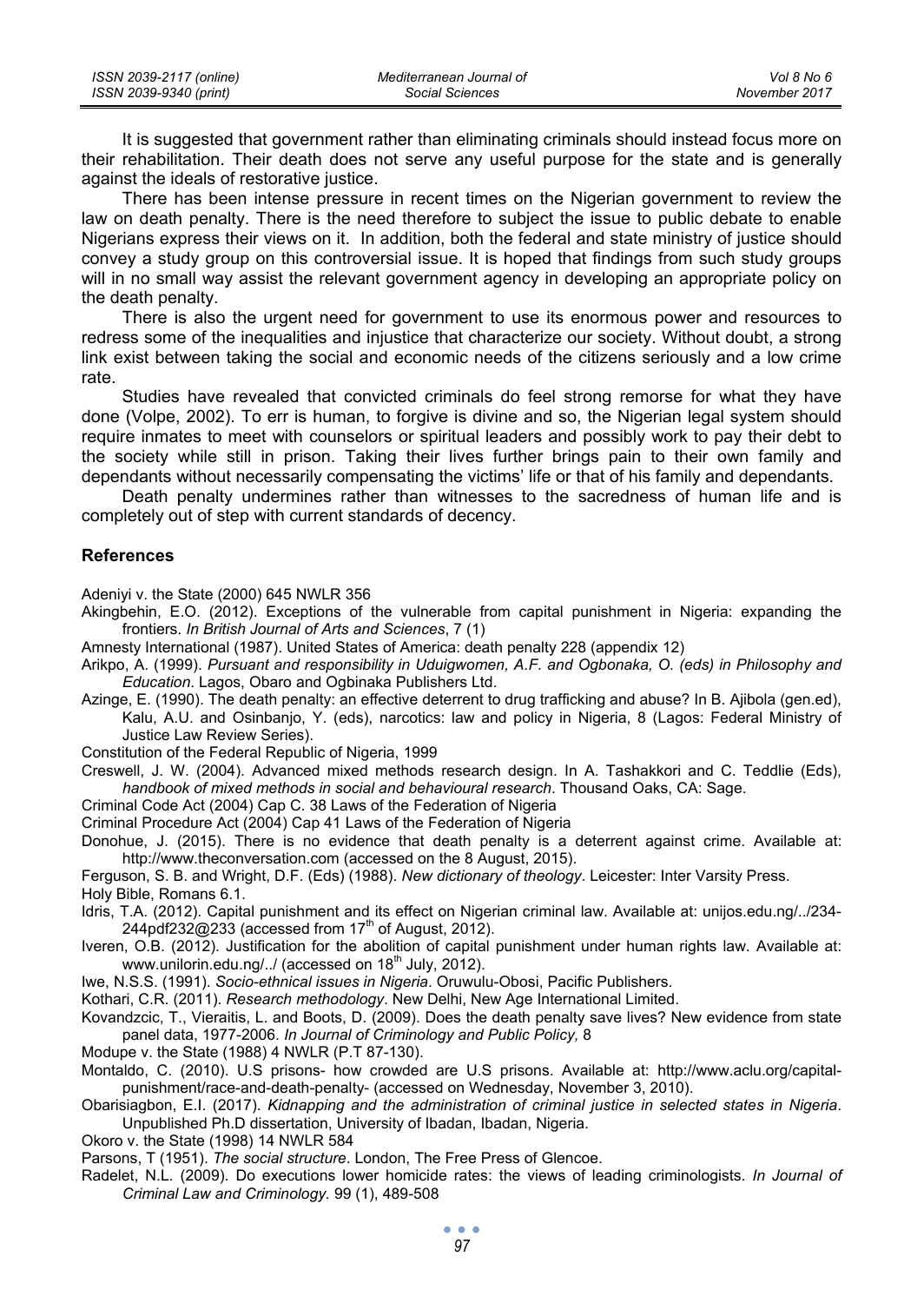It is suggested that government rather than eliminating criminals should instead focus more on their rehabilitation. Their death does not serve any useful purpose for the state and is generally against the ideals of restorative justice.

There has been intense pressure in recent times on the Nigerian government to review the law on death penalty. There is the need therefore to subject the issue to public debate to enable Nigerians express their views on it. In addition, both the federal and state ministry of justice should convey a study group on this controversial issue. It is hoped that findings from such study groups will in no small way assist the relevant government agency in developing an appropriate policy on the death penalty.

There is also the urgent need for government to use its enormous power and resources to redress some of the inequalities and injustice that characterize our society. Without doubt, a strong link exist between taking the social and economic needs of the citizens seriously and a low crime rate.

Studies have revealed that convicted criminals do feel strong remorse for what they have done (Volpe, 2002). To err is human, to forgive is divine and so, the Nigerian legal system should require inmates to meet with counselors or spiritual leaders and possibly work to pay their debt to the society while still in prison. Taking their lives further brings pain to their own family and dependants without necessarily compensating the victims' life or that of his family and dependants.

Death penalty undermines rather than witnesses to the sacredness of human life and is completely out of step with current standards of decency.

## References

Adeniyi v. the State (2000) 645 NWLR 356

Akingbehin, E.O. (2012). Exceptions of the vulnerable from capital punishment in Nigeria: expanding the frontiers. *In British Journal of Arts and Sciences*, 7 (1)

Amnesty International (1987). United States of America: death penalty 228 (appendix 12)

Arikpo, A. (1999). *Pursuant and responsibility in Uduigwomen, A.F. and Ogbonaka, O. (eds) in Philosophy and Education*. Lagos, Obaro and Ogbinaka Publishers Ltd.

Azinge, E. (1990). The death penalty: an effective deterrent to drug trafficking and abuse? In B. Ajibola (gen.ed), Kalu, A.U. and Osinbanjo, Y. (eds), narcotics: law and policy in Nigeria, 8 (Lagos: Federal Ministry of Justice Law Review Series).

Constitution of the Federal Republic of Nigeria, 1999

Creswell, J. W. (2004). Advanced mixed methods research design. In A. Tashakkori and C. Teddlie (Eds), *handbook of mixed methods in social and behavioural research*. Thousand Oaks, CA: Sage.

Criminal Code Act (2004) Cap C. 38 Laws of the Federation of Nigeria

Criminal Procedure Act (2004) Cap 41 Laws of the Federation of Nigeria

Donohue, J. (2015). There is no evidence that death penalty is a deterrent against crime. Available at: http://www.theconversation.com (accessed on the 8 August, 2015).

Ferguson, S. B. and Wright, D.F. (Eds) (1988). *New dictionary of theology*. Leicester: Inter Varsity Press.

Holy Bible, Romans 6.1.

Idris, T.A. (2012). Capital punishment and its effect on Nigerian criminal law. Available at: unijos.edu.ng/../234-244pdf232@233 (accessed from 17th of August, 2012).

Iveren, O.B. (2012). Justification for the abolition of capital punishment under human rights law. Available at: www.unilorin.edu.ng/../ (accessed on 18th July, 2012).

Iwe, N.S.S. (1991). *Socio-ethnical issues in Nigeria*. Oruwulu-Obosi, Pacific Publishers.

Kothari, C.R. (2011). *Research methodology*. New Delhi, New Age International Limited.

Kovandzcic, T., Vieraitis, L. and Boots, D. (2009). Does the death penalty save lives? New evidence from state panel data, 1977-2006. *In Journal of Criminology and Public Policy,* 8

Modupe v. the State (1988) 4 NWLR (P.T 87-130).

Montaldo, C. (2010). U.S prisons- how crowded are U.S prisons. Available at: http://www.aclu.org/capital-punishment/race-and-death-penalty- (accessed on Wednesday, November 3, 2010).

Obarisiagbon, E.I. (2017). *Kidnapping and the administration of criminal justice in selected states in Nigeria*. Unpublished Ph.D dissertation, University of Ibadan, Ibadan, Nigeria.

Okoro v. the State (1998) 14 NWLR 584

Parsons, T (1951). *The social structure*. London, The Free Press of Glencoe.

Radelet, N.L. (2009). Do executions lower homicide rates: the views of leading criminologists. *In Journal of Criminal Law and Criminology.* 99 (1), 489-508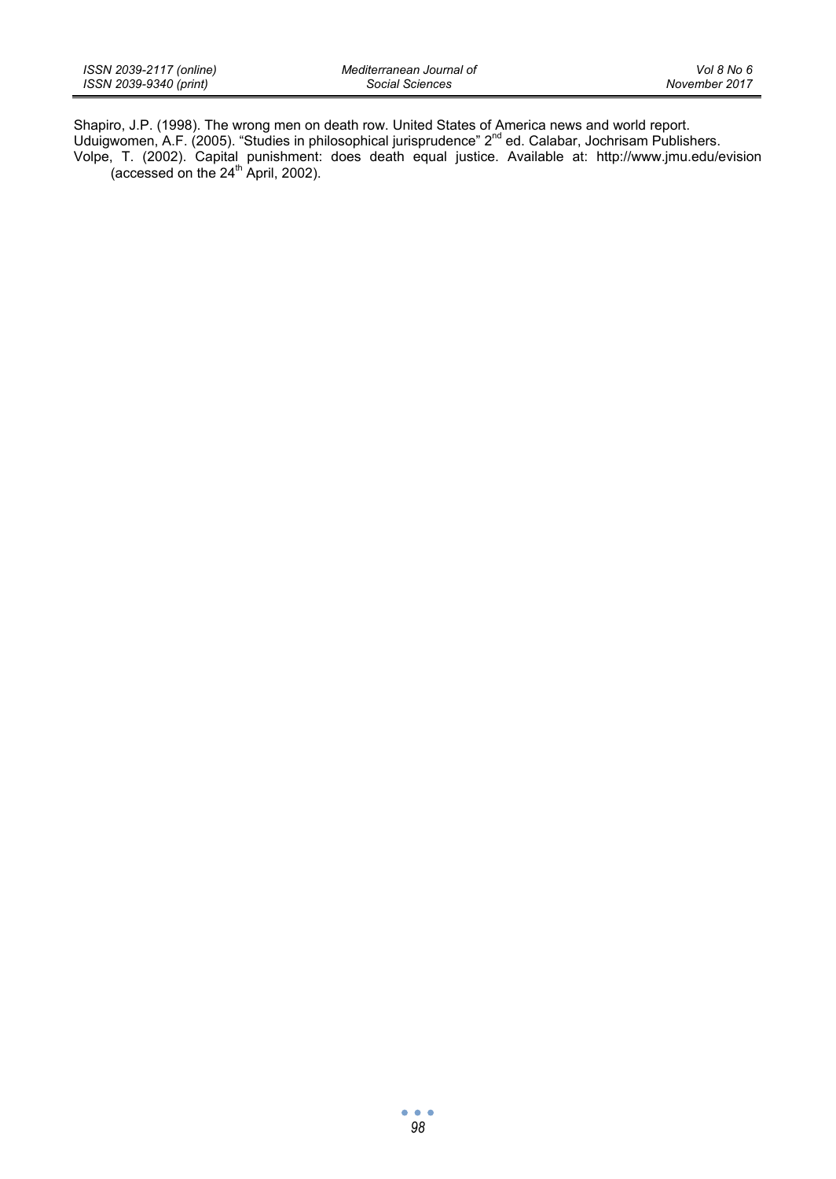Shapiro, J.P. (1998). The wrong men on death row. United States of America news and world report.

Uduigwomen, A.F. (2005). "Studies in philosophical jurisprudence" 2nd ed. Calabar, Jochrisam Publishers.

Volpe, T. (2002). Capital punishment: does death equal justice. Available at: http://www.jmu.edu/evision (accessed on the 24th April, 2002).